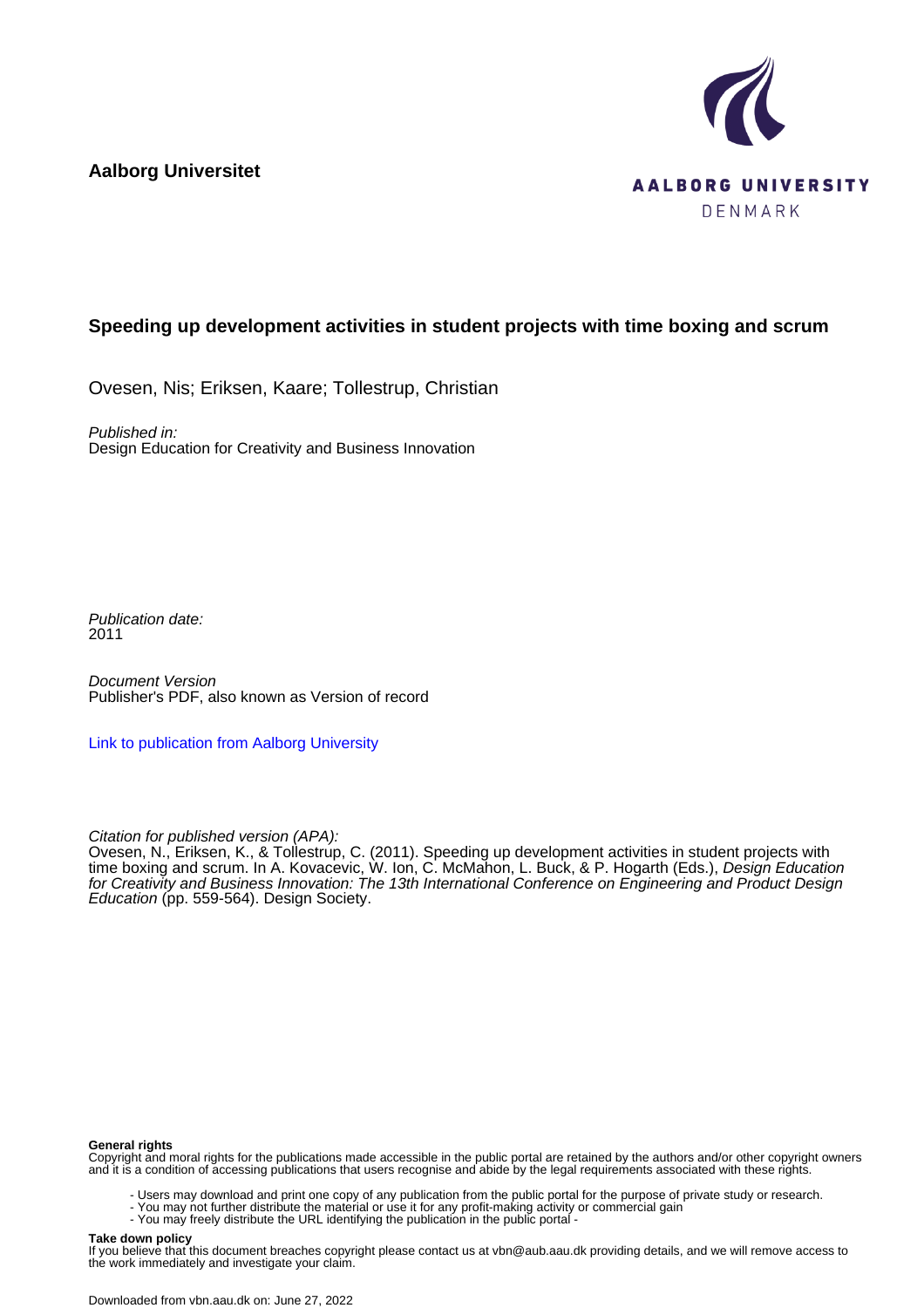**Aalborg Universitet**

AALBORG UNIVERSITY
DENMARK

### Speeding up development activities in student projects with time boxing and scrum

Ovesen, Nis; Eriksen, Kaare; Tollestrup, Christian

*Published in:*
Design Education for Creativity and Business Innovation

*Publication date:*
2011

*Document Version*
Publisher's PDF, also known as Version of record

Link to publication from Aalborg University

*Citation for published version (APA):*
Ovesen, N., Eriksen, K., & Tollestrup, C. (2011). Speeding up development activities in student projects with time boxing and scrum. In A. Kovacevic, W. Ion, C. McMahon, L. Buck, & P. Hogarth (Eds.), *Design Education for Creativity and Business Innovation: The 13th International Conference on Engineering and Product Design Education* (pp. 559-564). Design Society.

**General rights**
Copyright and moral rights for the publications made accessible in the public portal are retained by the authors and/or other copyright owners and it is a condition of accessing publications that users recognise and abide by the legal requirements associated with these rights.

- Users may download and print one copy of any publication from the public portal for the purpose of private study or research.
- You may not further distribute the material or use it for any profit-making activity or commercial gain
- You may freely distribute the URL identifying the publication in the public portal -

**Take down policy**
If you believe that this document breaches copyright please contact us at vbn@aub.aau.dk providing details, and we will remove access to the work immediately and investigate your claim.

Downloaded from vbn.aau.dk on: June 27, 2022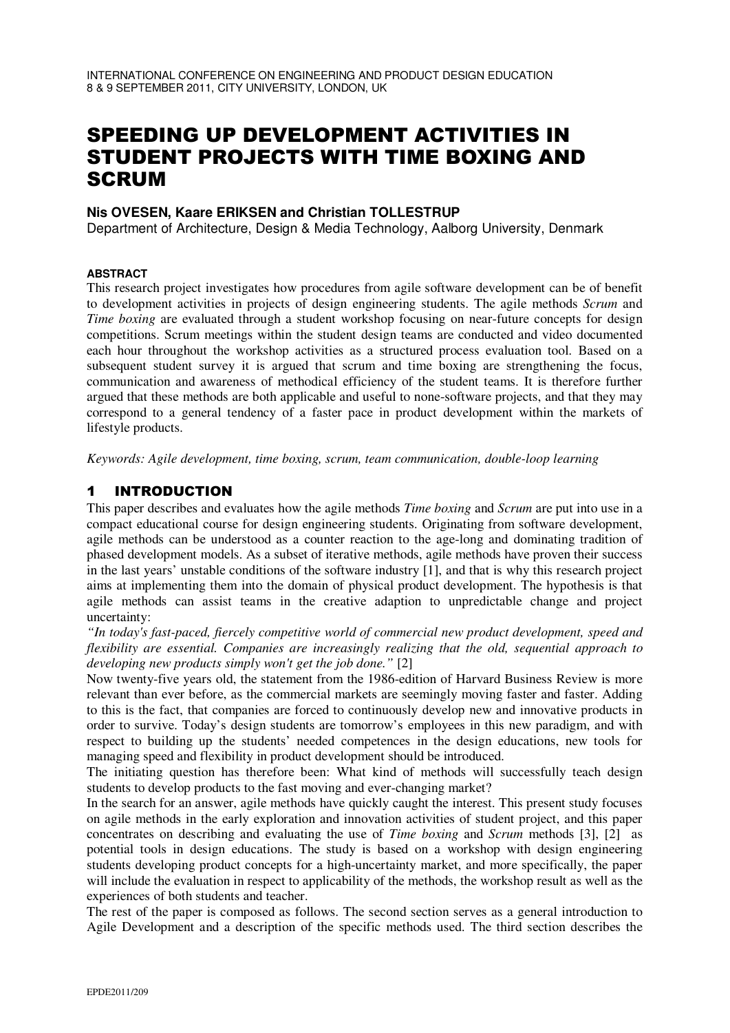# SPEEDING UP DEVELOPMENT ACTIVITIES IN STUDENT PROJECTS WITH TIME BOXING AND SCRUM

**Nis OVESEN, Kaare ERIKSEN and Christian TOLLESTRUP**

Department of Architecture, Design & Media Technology, Aalborg University, Denmark

#### ABSTRACT

This research project investigates how procedures from agile software development can be of benefit to development activities in projects of design engineering students. The agile methods *Scrum* and *Time boxing* are evaluated through a student workshop focusing on near-future concepts for design competitions. Scrum meetings within the student design teams are conducted and video documented each hour throughout the workshop activities as a structured process evaluation tool. Based on a subsequent student survey it is argued that scrum and time boxing are strengthening the focus, communication and awareness of methodical efficiency of the student teams. It is therefore further argued that these methods are both applicable and useful to none-software projects, and that they may correspond to a general tendency of a faster pace in product development within the markets of lifestyle products.

*Keywords: Agile development, time boxing, scrum, team communication, double-loop learning*

## 1 INTRODUCTION

This paper describes and evaluates how the agile methods *Time boxing* and *Scrum* are put into use in a compact educational course for design engineering students. Originating from software development, agile methods can be understood as a counter reaction to the age-long and dominating tradition of phased development models. As a subset of iterative methods, agile methods have proven their success in the last years' unstable conditions of the software industry [1], and that is why this research project aims at implementing them into the domain of physical product development. The hypothesis is that agile methods can assist teams in the creative adaption to unpredictable change and project uncertainty:

*"In today's fast-paced, fiercely competitive world of commercial new product development, speed and flexibility are essential. Companies are increasingly realizing that the old, sequential approach to developing new products simply won't get the job done."* [2]

Now twenty-five years old, the statement from the 1986-edition of Harvard Business Review is more relevant than ever before, as the commercial markets are seemingly moving faster and faster. Adding to this is the fact, that companies are forced to continuously develop new and innovative products in order to survive. Today's design students are tomorrow's employees in this new paradigm, and with respect to building up the students' needed competences in the design educations, new tools for managing speed and flexibility in product development should be introduced.

The initiating question has therefore been: What kind of methods will successfully teach design students to develop products to the fast moving and ever-changing market?

In the search for an answer, agile methods have quickly caught the interest. This present study focuses on agile methods in the early exploration and innovation activities of student project, and this paper concentrates on describing and evaluating the use of *Time boxing* and *Scrum* methods [3], [2] as potential tools in design educations. The study is based on a workshop with design engineering students developing product concepts for a high-uncertainty market, and more specifically, the paper will include the evaluation in respect to applicability of the methods, the workshop result as well as the experiences of both students and teacher.

The rest of the paper is composed as follows. The second section serves as a general introduction to Agile Development and a description of the specific methods used. The third section describes the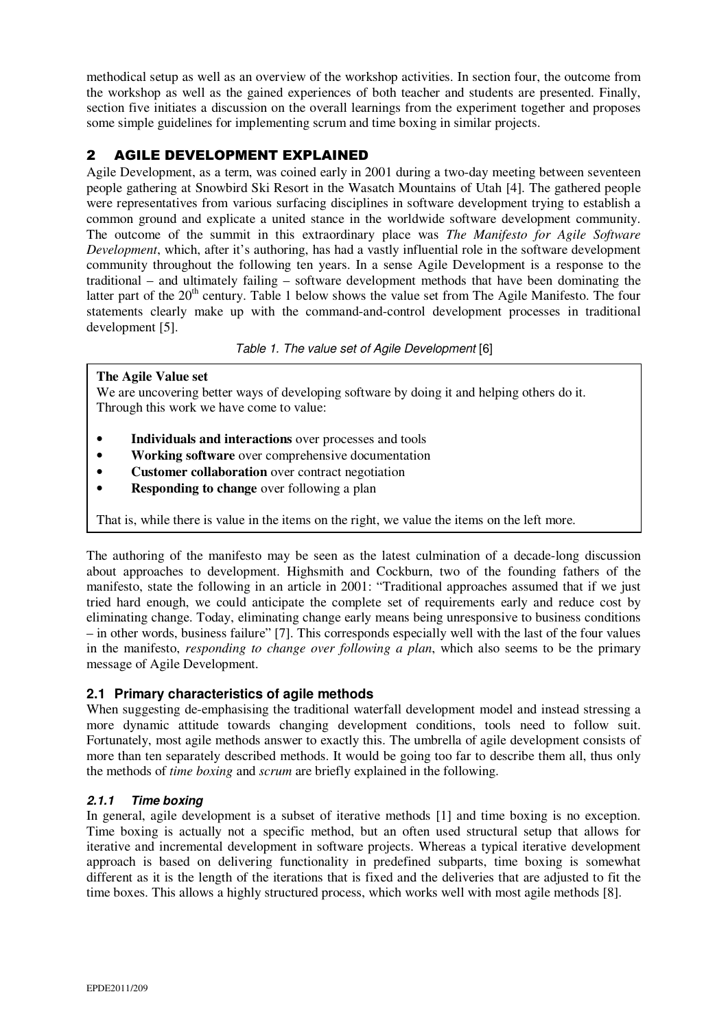methodical setup as well as an overview of the workshop activities. In section four, the outcome from the workshop as well as the gained experiences of both teacher and students are presented. Finally, section five initiates a discussion on the overall learnings from the experiment together and proposes some simple guidelines for implementing scrum and time boxing in similar projects.

## 2 AGILE DEVELOPMENT EXPLAINED

Agile Development, as a term, was coined early in 2001 during a two-day meeting between seventeen people gathering at Snowbird Ski Resort in the Wasatch Mountains of Utah [4]. The gathered people were representatives from various surfacing disciplines in software development trying to establish a common ground and explicate a united stance in the worldwide software development community. The outcome of the summit in this extraordinary place was *The Manifesto for Agile Software Development*, which, after it's authoring, has had a vastly influential role in the software development community throughout the following ten years. In a sense Agile Development is a response to the traditional – and ultimately failing – software development methods that have been dominating the latter part of the 20th century. Table 1 below shows the value set from The Agile Manifesto. The four statements clearly make up with the command-and-control development processes in traditional development [5].

*Table 1. The value set of Agile Development* [6]

**The Agile Value set**

We are uncovering better ways of developing software by doing it and helping others do it. Through this work we have come to value:

- **Individuals and interactions** over processes and tools
- **Working software** over comprehensive documentation
- **Customer collaboration** over contract negotiation
- **Responding to change** over following a plan

That is, while there is value in the items on the right, we value the items on the left more.

The authoring of the manifesto may be seen as the latest culmination of a decade-long discussion about approaches to development. Highsmith and Cockburn, two of the founding fathers of the manifesto, state the following in an article in 2001: "Traditional approaches assumed that if we just tried hard enough, we could anticipate the complete set of requirements early and reduce cost by eliminating change. Today, eliminating change early means being unresponsive to business conditions – in other words, business failure" [7]. This corresponds especially well with the last of the four values in the manifesto, *responding to change over following a plan*, which also seems to be the primary message of Agile Development.

### 2.1 Primary characteristics of agile methods

When suggesting de-emphasising the traditional waterfall development model and instead stressing a more dynamic attitude towards changing development conditions, tools need to follow suit. Fortunately, most agile methods answer to exactly this. The umbrella of agile development consists of more than ten separately described methods. It would be going too far to describe them all, thus only the methods of *time boxing* and *scrum* are briefly explained in the following.

#### *2.1.1 Time boxing*

In general, agile development is a subset of iterative methods [1] and time boxing is no exception. Time boxing is actually not a specific method, but an often used structural setup that allows for iterative and incremental development in software projects. Whereas a typical iterative development approach is based on delivering functionality in predefined subparts, time boxing is somewhat different as it is the length of the iterations that is fixed and the deliveries that are adjusted to fit the time boxes. This allows a highly structured process, which works well with most agile methods [8].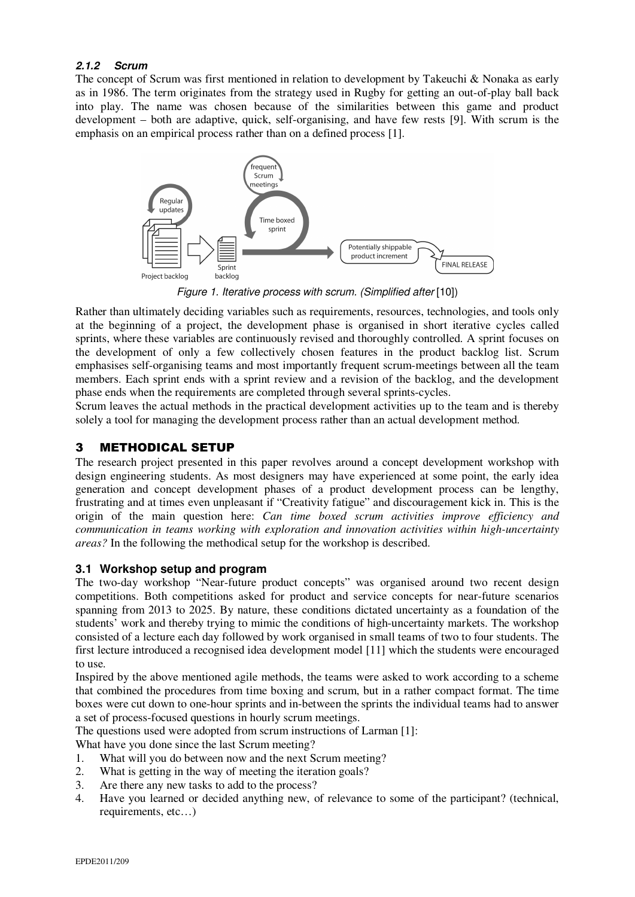#### 2.1.2 Scrum

The concept of Scrum was first mentioned in relation to development by Takeuchi & Nonaka as early as in 1986. The term originates from the strategy used in Rugby for getting an out-of-play ball back into play. The name was chosen because of the similarities between this game and product development – both are adaptive, quick, self-organising, and have few rests [9]. With scrum is the emphasis on an empirical process rather than on a defined process [1].

*Figure 1. Iterative process with scrum. (Simplified after* [10])

Rather than ultimately deciding variables such as requirements, resources, technologies, and tools only at the beginning of a project, the development phase is organised in short iterative cycles called sprints, where these variables are continuously revised and thoroughly controlled. A sprint focuses on the development of only a few collectively chosen features in the product backlog list. Scrum emphasises self-organising teams and most importantly frequent scrum-meetings between all the team members. Each sprint ends with a sprint review and a revision of the backlog, and the development phase ends when the requirements are completed through several sprints-cycles.

Scrum leaves the actual methods in the practical development activities up to the team and is thereby solely a tool for managing the development process rather than an actual development method.

## 3 METHODICAL SETUP

The research project presented in this paper revolves around a concept development workshop with design engineering students. As most designers may have experienced at some point, the early idea generation and concept development phases of a product development process can be lengthy, frustrating and at times even unpleasant if "Creativity fatigue" and discouragement kick in. This is the origin of the main question here: *Can time boxed scrum activities improve efficiency and communication in teams working with exploration and innovation activities within high-uncertainty areas?* In the following the methodical setup for the workshop is described.

### 3.1 Workshop setup and program

The two-day workshop "Near-future product concepts" was organised around two recent design competitions. Both competitions asked for product and service concepts for near-future scenarios spanning from 2013 to 2025. By nature, these conditions dictated uncertainty as a foundation of the students' work and thereby trying to mimic the conditions of high-uncertainty markets. The workshop consisted of a lecture each day followed by work organised in small teams of two to four students. The first lecture introduced a recognised idea development model [11] which the students were encouraged to use.

Inspired by the above mentioned agile methods, the teams were asked to work according to a scheme that combined the procedures from time boxing and scrum, but in a rather compact format. The time boxes were cut down to one-hour sprints and in-between the sprints the individual teams had to answer a set of process-focused questions in hourly scrum meetings.

The questions used were adopted from scrum instructions of Larman [1]:

What have you done since the last Scrum meeting?

1. What will you do between now and the next Scrum meeting?
2. What is getting in the way of meeting the iteration goals?
3. Are there any new tasks to add to the process?
4. Have you learned or decided anything new, of relevance to some of the participant? (technical, requirements, etc…)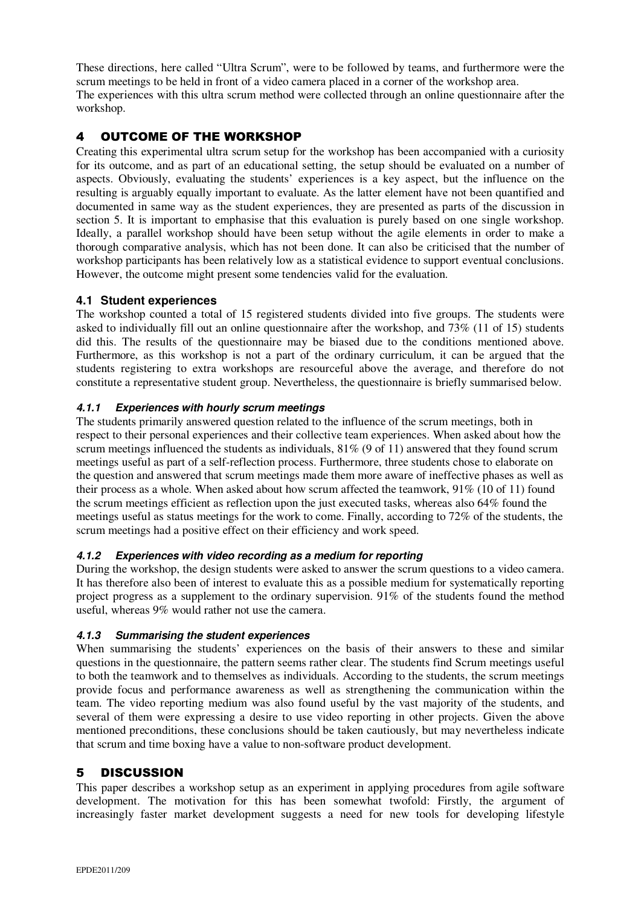These directions, here called "Ultra Scrum", were to be followed by teams, and furthermore were the scrum meetings to be held in front of a video camera placed in a corner of the workshop area.
The experiences with this ultra scrum method were collected through an online questionnaire after the workshop.

# 4 OUTCOME OF THE WORKSHOP

Creating this experimental ultra scrum setup for the workshop has been accompanied with a curiosity for its outcome, and as part of an educational setting, the setup should be evaluated on a number of aspects. Obviously, evaluating the students' experiences is a key aspect, but the influence on the resulting is arguably equally important to evaluate. As the latter element have not been quantified and documented in same way as the student experiences, they are presented as parts of the discussion in section 5. It is important to emphasise that this evaluation is purely based on one single workshop. Ideally, a parallel workshop should have been setup without the agile elements in order to make a thorough comparative analysis, which has not been done. It can also be criticised that the number of workshop participants has been relatively low as a statistical evidence to support eventual conclusions. However, the outcome might present some tendencies valid for the evaluation.

## 4.1 Student experiences

The workshop counted a total of 15 registered students divided into five groups. The students were asked to individually fill out an online questionnaire after the workshop, and 73% (11 of 15) students did this. The results of the questionnaire may be biased due to the conditions mentioned above. Furthermore, as this workshop is not a part of the ordinary curriculum, it can be argued that the students registering to extra workshops are resourceful above the average, and therefore do not constitute a representative student group. Nevertheless, the questionnaire is briefly summarised below.

### *4.1.1 Experiences with hourly scrum meetings*

The students primarily answered question related to the influence of the scrum meetings, both in respect to their personal experiences and their collective team experiences. When asked about how the scrum meetings influenced the students as individuals, 81% (9 of 11) answered that they found scrum meetings useful as part of a self-reflection process. Furthermore, three students chose to elaborate on the question and answered that scrum meetings made them more aware of ineffective phases as well as their process as a whole. When asked about how scrum affected the teamwork, 91% (10 of 11) found the scrum meetings efficient as reflection upon the just executed tasks, whereas also 64% found the meetings useful as status meetings for the work to come. Finally, according to 72% of the students, the scrum meetings had a positive effect on their efficiency and work speed.

### *4.1.2 Experiences with video recording as a medium for reporting*

During the workshop, the design students were asked to answer the scrum questions to a video camera. It has therefore also been of interest to evaluate this as a possible medium for systematically reporting project progress as a supplement to the ordinary supervision. 91% of the students found the method useful, whereas 9% would rather not use the camera.

### *4.1.3 Summarising the student experiences*

When summarising the students' experiences on the basis of their answers to these and similar questions in the questionnaire, the pattern seems rather clear. The students find Scrum meetings useful to both the teamwork and to themselves as individuals. According to the students, the scrum meetings provide focus and performance awareness as well as strengthening the communication within the team. The video reporting medium was also found useful by the vast majority of the students, and several of them were expressing a desire to use video reporting in other projects. Given the above mentioned preconditions, these conclusions should be taken cautiously, but may nevertheless indicate that scrum and time boxing have a value to non-software product development.

# 5 DISCUSSION

This paper describes a workshop setup as an experiment in applying procedures from agile software development. The motivation for this has been somewhat twofold: Firstly, the argument of increasingly faster market development suggests a need for new tools for developing lifestyle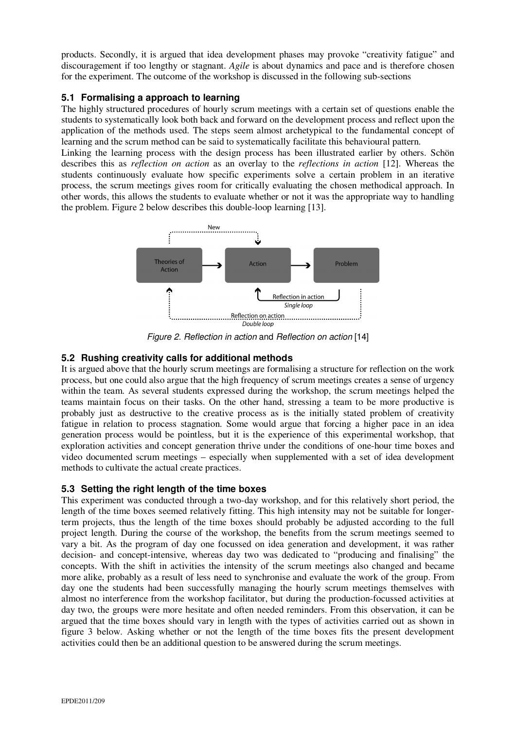products. Secondly, it is argued that idea development phases may provoke "creativity fatigue" and discouragement if too lengthy or stagnant. *Agile* is about dynamics and pace and is therefore chosen for the experiment. The outcome of the workshop is discussed in the following sub-sections

### 5.1 Formalising a approach to learning

The highly structured procedures of hourly scrum meetings with a certain set of questions enable the students to systematically look both back and forward on the development process and reflect upon the application of the methods used. The steps seem almost archetypical to the fundamental concept of learning and the scrum method can be said to systematically facilitate this behavioural pattern.

Linking the learning process with the design process has been illustrated earlier by others. Schön describes this as *reflection on action* as an overlay to the *reflections in action* [12]. Whereas the students continuously evaluate how specific experiments solve a certain problem in an iterative process, the scrum meetings gives room for critically evaluating the chosen methodical approach. In other words, this allows the students to evaluate whether or not it was the appropriate way to handling the problem. Figure 2 below describes this double-loop learning [13].

*Figure 2. Reflection in action* and *Reflection on action* [14]

### 5.2 Rushing creativity calls for additional methods

It is argued above that the hourly scrum meetings are formalising a structure for reflection on the work process, but one could also argue that the high frequency of scrum meetings creates a sense of urgency within the team. As several students expressed during the workshop, the scrum meetings helped the teams maintain focus on their tasks. On the other hand, stressing a team to be more productive is probably just as destructive to the creative process as is the initially stated problem of creativity fatigue in relation to process stagnation. Some would argue that forcing a higher pace in an idea generation process would be pointless, but it is the experience of this experimental workshop, that exploration activities and concept generation thrive under the conditions of one-hour time boxes and video documented scrum meetings – especially when supplemented with a set of idea development methods to cultivate the actual create practices.

### 5.3 Setting the right length of the time boxes

This experiment was conducted through a two-day workshop, and for this relatively short period, the length of the time boxes seemed relatively fitting. This high intensity may not be suitable for longer-term projects, thus the length of the time boxes should probably be adjusted according to the full project length. During the course of the workshop, the benefits from the scrum meetings seemed to vary a bit. As the program of day one focussed on idea generation and development, it was rather decision- and concept-intensive, whereas day two was dedicated to "producing and finalising" the concepts. With the shift in activities the intensity of the scrum meetings also changed and became more alike, probably as a result of less need to synchronise and evaluate the work of the group. From day one the students had been successfully managing the hourly scrum meetings themselves with almost no interference from the workshop facilitator, but during the production-focussed activities at day two, the groups were more hesitate and often needed reminders. From this observation, it can be argued that the time boxes should vary in length with the types of activities carried out as shown in figure 3 below. Asking whether or not the length of the time boxes fits the present development activities could then be an additional question to be answered during the scrum meetings.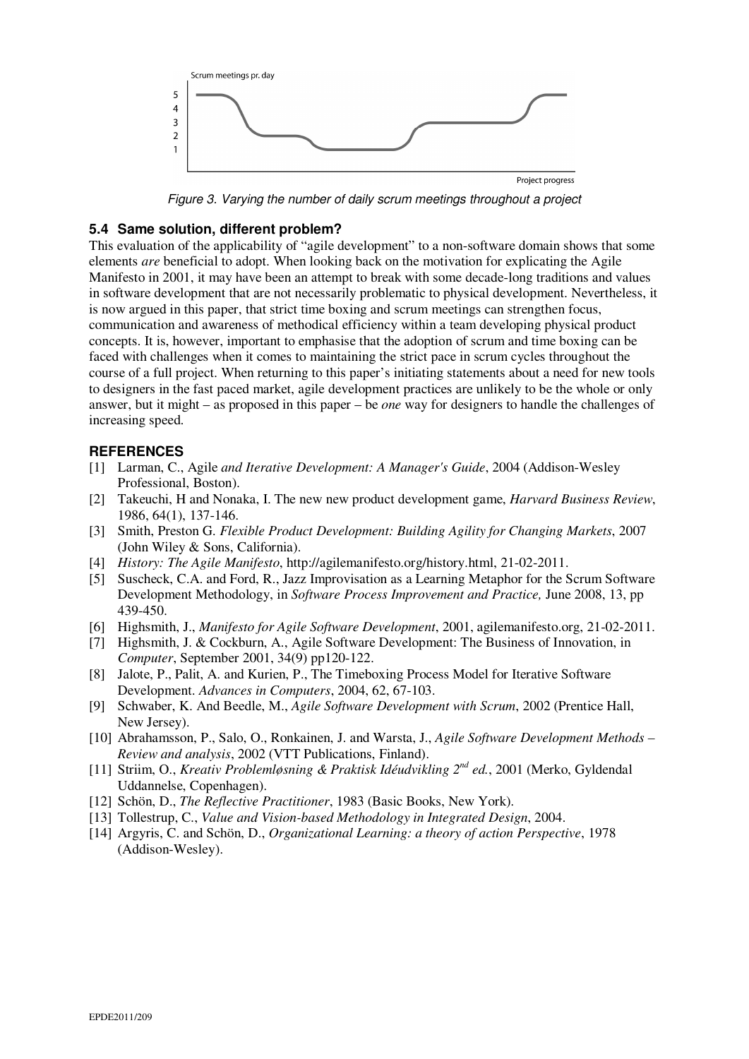Scrum meetings pr. day

5
4
3
2
1

Project progress

*Figure 3. Varying the number of daily scrum meetings throughout a project*

### 5.4 Same solution, different problem?

This evaluation of the applicability of "agile development" to a non-software domain shows that some elements *are* beneficial to adopt. When looking back on the motivation for explicating the Agile Manifesto in 2001, it may have been an attempt to break with some decade-long traditions and values in software development that are not necessarily problematic to physical development. Nevertheless, it is now argued in this paper, that strict time boxing and scrum meetings can strengthen focus, communication and awareness of methodical efficiency within a team developing physical product concepts. It is, however, important to emphasise that the adoption of scrum and time boxing can be faced with challenges when it comes to maintaining the strict pace in scrum cycles throughout the course of a full project. When returning to this paper's initiating statements about a need for new tools to designers in the fast paced market, agile development practices are unlikely to be the whole or only answer, but it might – as proposed in this paper – be *one* way for designers to handle the challenges of increasing speed.

## REFERENCES

[1] Larman, C., Agile *and Iterative Development: A Manager's Guide*, 2004 (Addison-Wesley Professional, Boston).
[2] Takeuchi, H and Nonaka, I. The new new product development game, *Harvard Business Review*, 1986, 64(1), 137-146.
[3] Smith, Preston G. *Flexible Product Development: Building Agility for Changing Markets*, 2007 (John Wiley & Sons, California).
[4] *History: The Agile Manifesto*, http://agilemanifesto.org/history.html, 21-02-2011.
[5] Suscheck, C.A. and Ford, R., Jazz Improvisation as a Learning Metaphor for the Scrum Software Development Methodology, in *Software Process Improvement and Practice,* June 2008, 13, pp 439-450.
[6] Highsmith, J., *Manifesto for Agile Software Development*, 2001, agilemanifesto.org, 21-02-2011.
[7] Highsmith, J. & Cockburn, A., Agile Software Development: The Business of Innovation, in *Computer*, September 2001, 34(9) pp120-122.
[8] Jalote, P., Palit, A. and Kurien, P., The Timeboxing Process Model for Iterative Software Development. *Advances in Computers*, 2004, 62, 67-103.
[9] Schwaber, K. And Beedle, M., *Agile Software Development with Scrum*, 2002 (Prentice Hall, New Jersey).
[10] Abrahamsson, P., Salo, O., Ronkainen, J. and Warsta, J., *Agile Software Development Methods – Review and analysis*, 2002 (VTT Publications, Finland).
[11] Striim, O., *Kreativ Problemløsning & Praktisk Idéudvikling 2nd ed.*, 2001 (Merko, Gyldendal Uddannelse, Copenhagen).
[12] Schön, D., *The Reflective Practitioner*, 1983 (Basic Books, New York).
[13] Tollestrup, C., *Value and Vision-based Methodology in Integrated Design*, 2004.
[14] Argyris, C. and Schön, D., *Organizational Learning: a theory of action Perspective*, 1978 (Addison-Wesley).